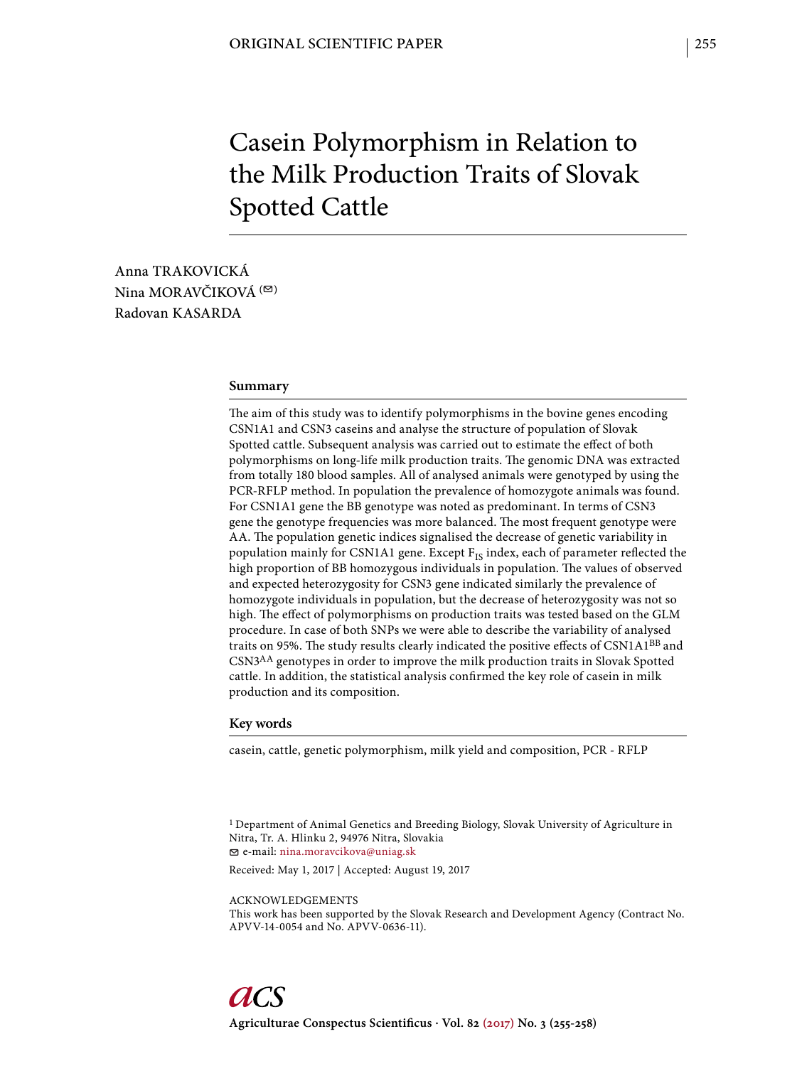ORIGINAL SCIENTIFIC PAPER

# Casein Polymorphism in Relation to the Milk Production Traits of Slovak Spotted Cattle

Anna TRAKOVICKÁ
Nina MORAVČIKOVÁ (✉)
Radovan KASARDA

## Summary

The aim of this study was to identify polymorphisms in the bovine genes encoding CSN1A1 and CSN3 caseins and analyse the structure of population of Slovak Spotted cattle. Subsequent analysis was carried out to estimate the effect of both polymorphisms on long-life milk production traits. The genomic DNA was extracted from totally 180 blood samples. All of analysed animals were genotyped by using the PCR-RFLP method. In population the prevalence of homozygote animals was found. For CSN1A1 gene the BB genotype was noted as predominant. In terms of CSN3 gene the genotype frequencies was more balanced. The most frequent genotype were AA. The population genetic indices signalised the decrease of genetic variability in population mainly for CSN1A1 gene. Except $F_{IS}$ index, each of parameter reflected the high proportion of BB homozygous individuals in population. The values of observed and expected heterozygosity for CSN3 gene indicated similarly the prevalence of homozygote individuals in population, but the decrease of heterozygosity was not so high. The effect of polymorphisms on production traits was tested based on the GLM procedure. In case of both SNPs we were able to describe the variability of analysed traits on 95%. The study results clearly indicated the positive effects of $CSN1A1^{BB}$ and $CSN3^{AA}$ genotypes in order to improve the milk production traits in Slovak Spotted cattle. In addition, the statistical analysis confirmed the key role of casein in milk production and its composition.

## Key words

casein, cattle, genetic polymorphism, milk yield and composition, PCR - RFLP

[1] Department of Animal Genetics and Breeding Biology, Slovak University of Agriculture in Nitra, Tr. A. Hlinku 2, 94976 Nitra, Slovakia
✉ e-mail: nina.moravcikova@uniag.sk

Received: May 1, 2017 | Accepted: August 19, 2017

ACKNOWLEDGEMENTS
This work has been supported by the Slovak Research and Development Agency (Contract No. APVV-14-0054 and No. APVV-0636-11).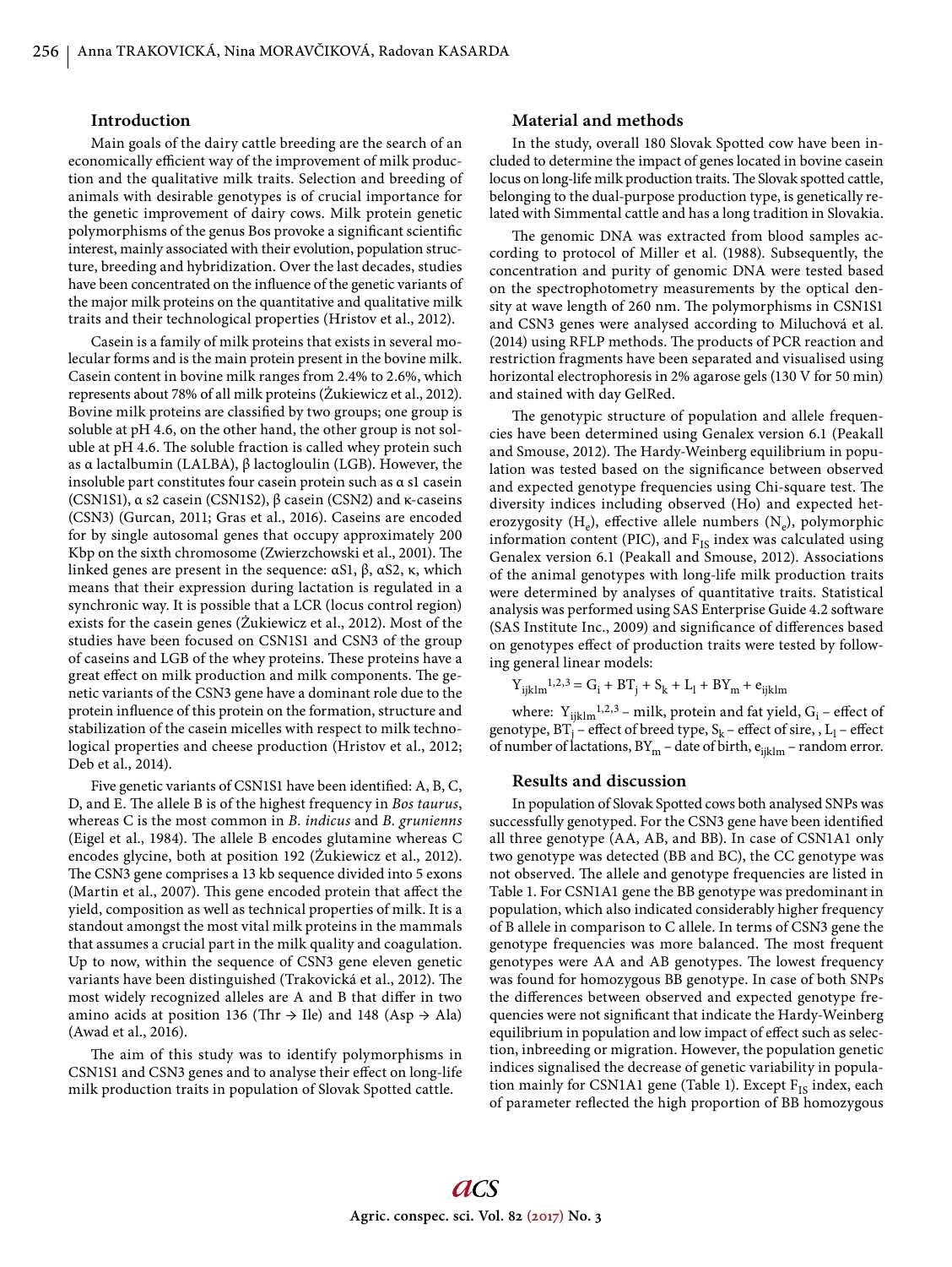## Introduction

Main goals of the dairy cattle breeding are the search of an economically efficient way of the improvement of milk production and the qualitative milk traits. Selection and breeding of animals with desirable genotypes is of crucial importance for the genetic improvement of dairy cows. Milk protein genetic polymorphisms of the genus Bos provoke a significant scientific interest, mainly associated with their evolution, population structure, breeding and hybridization. Over the last decades, studies have been concentrated on the influence of the genetic variants of the major milk proteins on the quantitative and qualitative milk traits and their technological properties (Hristov et al., 2012).

Casein is a family of milk proteins that exists in several molecular forms and is the main protein present in the bovine milk. Casein content in bovine milk ranges from 2.4% to 2.6%, which represents about 78% of all milk proteins (Žukiewicz et al., 2012). Bovine milk proteins are classified by two groups; one group is soluble at pH 4.6, on the other hand, the other group is not soluble at pH 4.6. The soluble fraction is called whey protein such as α lactalbumin (LALBA), β lactogloulin (LGB). However, the insoluble part constitutes four casein protein such as α s1 casein (CSN1S1), α s2 casein (CSN1S2), β casein (CSN2) and κ-caseins (CSN3) (Gurcan, 2011; Gras et al., 2016). Caseins are encoded for by single autosomal genes that occupy approximately 200 Kbp on the sixth chromosome (Zwierzchowski et al., 2001). The linked genes are present in the sequence: αS1, β, αS2, κ, which means that their expression during lactation is regulated in a synchronic way. It is possible that a LCR (locus control region) exists for the casein genes (Žukiewicz et al., 2012). Most of the studies have been focused on CSN1S1 and CSN3 of the group of caseins and LGB of the whey proteins. These proteins have a great effect on milk production and milk components. The genetic variants of the CSN3 gene have a dominant role due to the protein influence of this protein on the formation, structure and stabilization of the casein micelles with respect to milk technological properties and cheese production (Hristov et al., 2012; Deb et al., 2014).

Five genetic variants of CSN1S1 have been identified: A, B, C, D, and E. The allele B is of the highest frequency in *Bos taurus*, whereas C is the most common in *B. indicus* and *B. gruniens* (Eigel et al., 1984). The allele B encodes glutamine whereas C encodes glycine, both at position 192 (Žukiewicz et al., 2012). The CSN3 gene comprises a 13 kb sequence divided into 5 exons (Martin et al., 2007). This gene encoded protein that affect the yield, composition as well as technical properties of milk. It is a standout amongst the most vital milk proteins in the mammals that assumes a crucial part in the milk quality and coagulation. Up to now, within the sequence of CSN3 gene eleven genetic variants have been distinguished (Trakovická et al., 2012). The most widely recognized alleles are A and B that differ in two amino acids at position 136 (Thr → Ile) and 148 (Asp → Ala) (Awad et al., 2016).

The aim of this study was to identify polymorphisms in CSN1S1 and CSN3 genes and to analyse their effect on long-life milk production traits in population of Slovak Spotted cattle.

## Material and methods

In the study, overall 180 Slovak Spotted cow have been included to determine the impact of genes located in bovine casein locus on long-life milk production traits. The Slovak spotted cattle, belonging to the dual-purpose production type, is genetically related with Simmental cattle and has a long tradition in Slovakia.

The genomic DNA was extracted from blood samples according to protocol of Miller et al. (1988). Subsequently, the concentration and purity of genomic DNA were tested based on the spectrophotometry measurements by the optical density at wave length of 260 nm. The polymorphisms in CSN1S1 and CSN3 genes were analysed according to Miluchová et al. (2014) using RFLP methods. The products of PCR reaction and restriction fragments have been separated and visualised using horizontal electrophoresis in 2% agarose gels (130 V for 50 min) and stained with day GelRed.

The genotypic structure of population and allele frequencies have been determined using Genalex version 6.1 (Peakall and Smouse, 2012). The Hardy-Weinberg equilibrium in population was tested based on the significance between observed and expected genotype frequencies using Chi-square test. The diversity indices including observed (Ho) and expected heterozygosity ($H_e$), effective allele numbers ($N_e$), polymorphic information content (PIC), and $F_{IS}$ index was calculated using Genalex version 6.1 (Peakall and Smouse, 2012). Associations of the animal genotypes with long-life milk production traits were determined by analyses of quantitative traits. Statistical analysis was performed using SAS Enterprise Guide 4.2 software (SAS Institute Inc., 2009) and significance of differences based on genotypes effect of production traits were tested by following general linear models:

$$Y_{ijklm}^{1,2,3} = G_i + BT_j + S_k + L_l + BY_m + e_{ijklm}$$

where: $Y_{ijklm}^{1,2,3}$ – milk, protein and fat yield, $G_i$ – effect of genotype, $BT_j$ – effect of breed type, $S_k$ – effect of sire, , $L_l$ – effect of number of lactations, $BY_m$ – date of birth, $e_{ijklm}$ – random error.

## Results and discussion

In population of Slovak Spotted cows both analysed SNPs was successfully genotyped. For the CSN3 gene have been identified all three genotype (AA, AB, and BB). In case of CSN1A1 only two genotype was detected (BB and BC), the CC genotype was not observed. The allele and genotype frequencies are listed in Table 1. For CSN1A1 gene the BB genotype was predominant in population, which also indicated considerably higher frequency of B allele in comparison to C allele. In terms of CSN3 gene the genotype frequencies was more balanced. The most frequent genotypes were AA and AB genotypes. The lowest frequency was found for homozygous BB genotype. In case of both SNPs the differences between observed and expected genotype frequencies were not significant that indicate the Hardy-Weinberg equilibrium in population and low impact of effect such as selection, inbreeding or migration. However, the population genetic indices signalised the decrease of genetic variability in population mainly for CSN1A1 gene (Table 1). Except $F_{IS}$ index, each of parameter reflected the high proportion of BB homozygous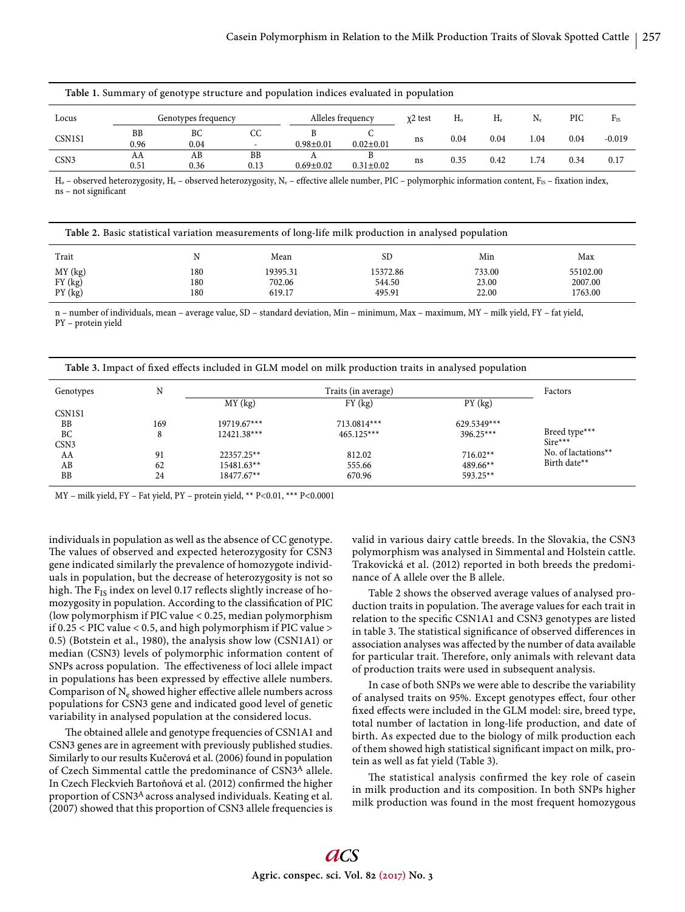**Table 1.** Summary of genotype structure and population indices evaluated in population

| Locus | Genotypes frequency | | | Alleles frequency | | χ2 test | $H_o$ | $H_e$ | $N_e$ | PIC | $F_{IS}$ |
|---|---|---|---|---|---|---|---|---|---|---|---|
| | BB | BC | CC | B | C | | | | | | |
| CSN1S1 | 0.96 | 0.04 | - | 0.98±0.01 | 0.02±0.01 | ns | 0.04 | 0.04 | 1.04 | 0.04 | -0.019 |
| | AA | AB | BB | A | B | | | | | | |
| CSN3 | 0.51 | 0.36 | 0.13 | 0.69±0.02 | 0.31±0.02 | ns | 0.35 | 0.42 | 1.74 | 0.34 | 0.17 |

$H_o$ – observed heterozygosity, $H_e$ – observed heterozygosity, $N_e$ – effective allele number, PIC – polymorphic information content, $F_{IS}$ – fixation index, ns – not significant

**Table 2.** Basic statistical variation measurements of long-life milk production in analysed population

| Trait | N | Mean | SD | Min | Max |
|---|---|---|---|---|---|
| MY (kg) | 180 | 19395.31 | 15372.86 | 733.00 | 55102.00 |
| FY (kg) | 180 | 702.06 | 544.50 | 23.00 | 2007.00 |
| PY (kg) | 180 | 619.17 | 495.91 | 22.00 | 1763.00 |

n – number of individuals, mean – average value, SD – standard deviation, Min – minimum, Max – maximum, MY – milk yield, FY – fat yield, PY – protein yield

**Table 3.** Impact of fixed effects included in GLM model on milk production traits in analysed population

| Genotypes | N | Traits (in average) | | | Factors |
|---|---|---|---|---|---|
| | | MY (kg) | FY (kg) | PY (kg) | |
| CSN1S1 | | | | | |
| BB | 169 | 19719.67*** | 713.0814*** | 629.5349*** | |
| BC | 8 | 12421.38*** | 465.125*** | 396.25*** | Breed type*** |
| CSN3 | | | | | Sire*** |
| AA | 91 | 22357.25** | 812.02 | 716.02** | No. of lactations** |
| AB | 62 | 15481.63** | 555.66 | 489.66** | Birth date** |
| BB | 24 | 18477.67** | 670.96 | 593.25** | |

MY – milk yield, FY – Fat yield, PY – Protein yield, ** P<0.01, *** P<0.0001

individuals in population as well as the absence of CC genotype. The values of observed and expected heterozygosity for CSN3 gene indicated similarly the prevalence of homozygote individuals in population, but the decrease of heterozygosity is not so high. The $F_{IS}$ index on level 0.17 reflects slightly increase of homozygosity in population. According to the classification of PIC (low polymorphism if PIC value < 0.25, median polymorphism if 0.25 < PIC value < 0.5, and high polymorphism if PIC value > 0.5) (Botstein et al., 1980), the analysis show low (CSN1A1) or median (CSN3) levels of polymorphic information content of SNPs across population. The effectiveness of loci allele impact in populations has been expressed by effective allele numbers. Comparison of $N_e$ showed higher effective allele numbers across populations for CSN3 gene and indicated good level of genetic variability in analysed population at the considered locus.

The obtained allele and genotype frequencies of CSN1A1 and CSN3 genes are in agreement with previously published studies. Similarly to our results Kučerová et al. (2006) found in population of Czech Simmental cattle the predominance of $CSN3^A$ allele. In Czech Fleckvieh Bartoňová et al. (2012) confirmed the higher proportion of $CSN3^A$ across analysed individuals. Keating et al. (2007) showed that this proportion of CSN3 allele frequencies is valid in various dairy cattle breeds. In the Slovakia, the CSN3 polymorphism was analysed in Simmental and Holstein cattle. Trakovická et al. (2012) reported in both breeds the predominance of A allele over the B allele.

Table 2 shows the observed average values of analysed production traits in population. The average values for each trait in relation to the specific CSN1A1 and CSN3 genotypes are listed in table 3. The statistical significance of observed differences in association analyses was affected by the number of data available for particular trait. Therefore, only animals with relevant data of production traits were used in subsequent analysis.

In case of both SNPs we were able to describe the variability of analysed traits on 95%. Except genotypes effect, four other fixed effects were included in the GLM model: sire, breed type, total number of lactation in long-life production, and date of birth. As expected due to the biology of milk production each of them showed high statistical significant impact on milk, protein as well as fat yield (Table 3).

The statistical analysis confirmed the key role of casein in milk production and its composition. In both SNPs higher milk production was found in the most frequent homozygous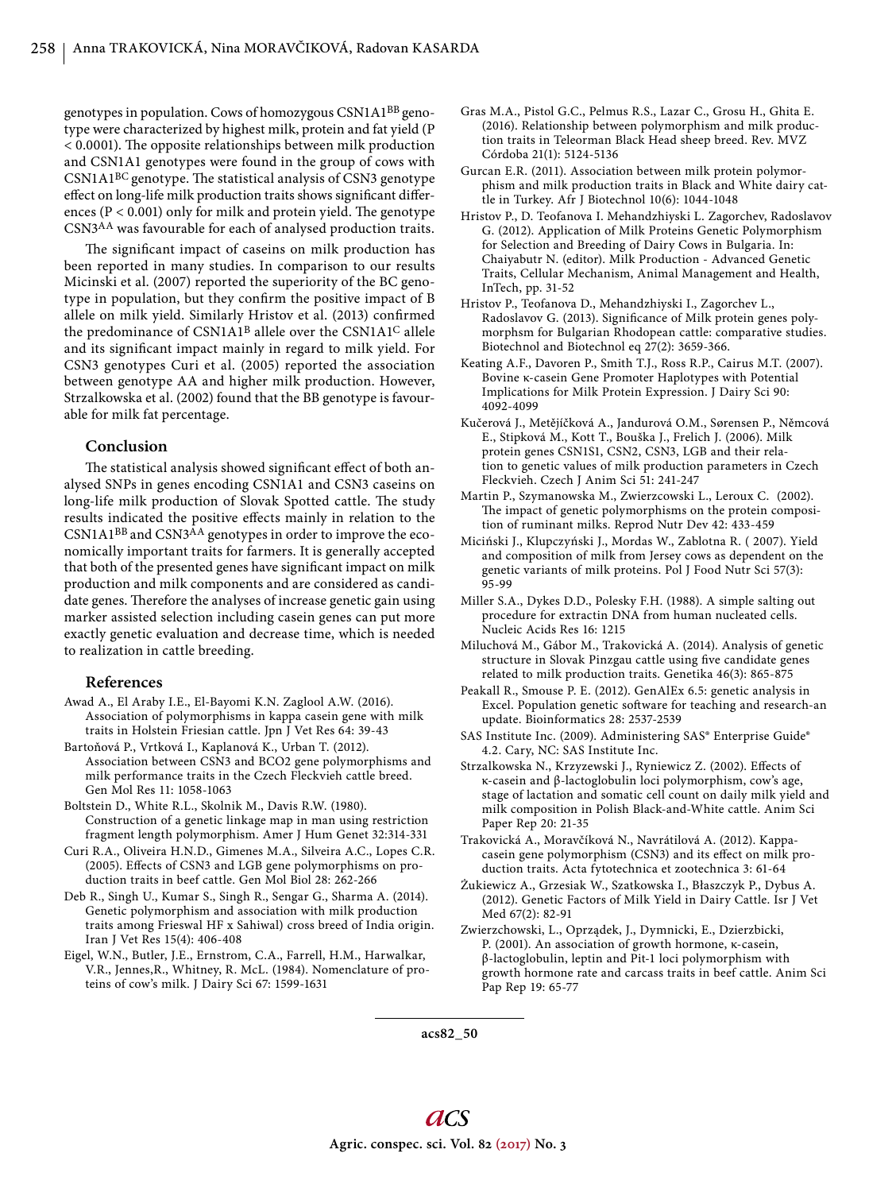genotypes in population. Cows of homozygous CSN1A1$^{BB}$ genotype were characterized by highest milk, protein and fat yield ($P < 0.0001$). The opposite relationships between milk production and CSN1A1 genotypes were found in the group of cows with CSN1A1$^{BC}$ genotype. The statistical analysis of CSN3 genotype effect on long-life milk production traits shows significant differences ($P < 0.001$) only for milk and protein yield. The genotype CSN3$^{AA}$ was favourable for each of analysed production traits.

The significant impact of caseins on milk production has been reported in many studies. In comparison to our results Micinski et al. (2007) reported the superiority of the BC genotype in population, but they confirm the positive impact of B allele on milk yield. Similarly Hristov et al. (2013) confirmed the predominance of CSN1A1$^{B}$ allele over the CSN1A1$^{C}$ allele and its significant impact mainly in regard to milk yield. For CSN3 genotypes Curi et al. (2005) reported the association between genotype AA and higher milk production. However, Strzalkowska et al. (2002) found that the BB genotype is favourable for milk fat percentage.

## Conclusion

The statistical analysis showed significant effect of both analysed SNPs in genes encoding CSN1A1 and CSN3 caseins on long-life milk production of Slovak Spotted cattle. The study results indicated the positive effects mainly in relation to the CSN1A1$^{BB}$ and CSN3$^{AA}$ genotypes in order to improve the economically important traits for farmers. It is generally accepted that both of the presented genes have significant impact on milk production and milk components and are considered as candidate genes. Therefore the analyses of increase genetic gain using marker assisted selection including casein genes can put more exactly genetic evaluation and decrease time, which is needed to realization in cattle breeding.

## References

Awad A., El Araby I.E., El-Bayomi K.N. Zaglool A.W. (2016). Association of polymorphisms in kappa casein gene with milk traits in Holstein Friesian cattle. Jpn J Vet Res 64: 39-43

Bartoňová P., Vrtková I., Kaplanová K., Urban T. (2012). Association between CSN3 and BCO2 gene polymorphisms and milk performance traits in the Czech Fleckvieh cattle breed. Gen Mol Res 11: 1058-1063

Boltstein D., White R.L., Skolnik M., Davis R.W. (1980). Construction of a genetic linkage map in man using restriction fragment length polymorphism. Amer J Hum Genet 32:314-331

Curi R.A., Oliveira H.N.D., Gimenes M.A., Silveira A.C., Lopes C.R. (2005). Effects of CSN3 and LGB gene polymorphisms on production traits in beef cattle. Gen Mol Biol 28: 262-266

Deb R., Singh U., Kumar S., Singh R., Sengar G., Sharma A. (2014). Genetic polymorphism and association with milk production traits among Frieswal HF x Sahiwal) cross breed of India origin. Iran J Vet Res 15(4): 406-408

Eigel, W.N., Butler, J.E., Ernstrom, C.A., Farrell, H.M., Harwalkar, V.R., Jennes,R., Whitney, R. McL. (1984). Nomenclature of proteins of cow's milk. J Dairy Sci 67: 1599-1631

Gras M.A., Pistol G.C., Pelmus R.S., Lazar C., Grosu H., Ghita E. (2016). Relationship between polymorphism and milk production traits in Teleorman Black Head sheep breed. Rev. MVZ Córdoba 21(1): 5124-5136

Gurcan E.R. (2011). Association between milk protein polymorphism and milk production traits in Black and White dairy cattle in Turkey. Afr J Biotechnol 10(6): 1044-1048

Hristov P., D. Teofanova I. Mehandzhiyski L. Zagorchev, Radoslavov G. (2012). Application of Milk Proteins Genetic Polymorphism for Selection and Breeding of Dairy Cows in Bulgaria. In: Chaiyabutr N. (editor). Milk Production - Advanced Genetic Traits, Cellular Mechanism, Animal Management and Health, InTech, pp. 31-52

Hristov P., Teofanova D., Mehandzhiyski I., Zagorchev L., Radoslavov G. (2013). Significance of Milk protein genes polymorphsm for Bulgarian Rhodopean cattle: comparative studies. Biotechnol and Biotechnol eq 27(2): 3659-366.

Keating A.F., Davoren P., Smith T.J., Ross R.P., Cairus M.T. (2007). Bovine κ-casein Gene Promoter Haplotypes with Potential Implications for Milk Protein Expression. J Dairy Sci 90: 4092-4099

Kučerová J., Metějíčková A., Jandurová O.M., Sørensen P., Němcová E., Stipková M., Kott T., Bouška J., Frelich J. (2006). Milk protein genes CSN1S1, CSN2, CSN3, LGB and their relation to genetic values of milk production parameters in Czech Fleckvieh. Czech J Anim Sci 51: 241-247

Martin P., Szymanowska M., Zwierzcowski L., Leroux C. (2002). The impact of genetic polymorphisms on the protein composition of ruminant milks. Reprod Nutr Dev 42: 433-459

Miciński J., Klupczyński J., Mordas W., Zablotna R. ( 2007). Yield and composition of milk from Jersey cows as dependent on the genetic variants of milk proteins. Pol J Food Nutr Sci 57(3): 95-99

Miller S.A., Dykes D.D., Polesky F.H. (1988). A simple salting out procedure for extractin DNA from human nucleated cells. Nucleic Acids Res 16: 1215

Miluchová M., Gábor M., Trakovická A. (2014). Analysis of genetic structure in Slovak Pinzgau cattle using five candidate genes related to milk production traits. Genetika 46(3): 865-875

Peakall R., Smouse P. E. (2012). GenAlEx 6.5: genetic analysis in Excel. Population genetic software for teaching and research-an update. Bioinformatics 28: 2537-2539

SAS Institute Inc. (2009). Administering SAS® Enterprise Guide® 4.2. Cary, NC: SAS Institute Inc.

Strzalkowska N., Krzyzewski J., Ryniewicz Z. (2002). Effects of κ-casein and β-lactoglobulin loci polymorphism, cow's age, stage of lactation and somatic cell count on daily milk yield and milk composition in Polish Black-and-White cattle. Anim Sci Paper Rep 20: 21-35

Trakovická A., Moravčíková N., Navrátilová A. (2012). Kappa-casein gene polymorphism (CSN3) and its effect on milk production traits. Acta fytotechnica et zootechnica 3: 61-64

Żukiewicz A., Grzesiak W., Szatkowska I., Błaszczyk P., Dybus A. (2012). Genetic Factors of Milk Yield in Dairy Cattle. Isr J Vet Med 67(2): 82-91

Zwierzchowski, L., Oprządek, J., Dymnicki, E., Dzierzbicki, P. (2001). An association of growth hormone, κ-casein, β-lactoglobulin, leptin and Pit-1 loci polymorphism with growth hormone rate and carcass traits in beef cattle. Anim Sci Pap Rep 19: 65-77

acs82_50